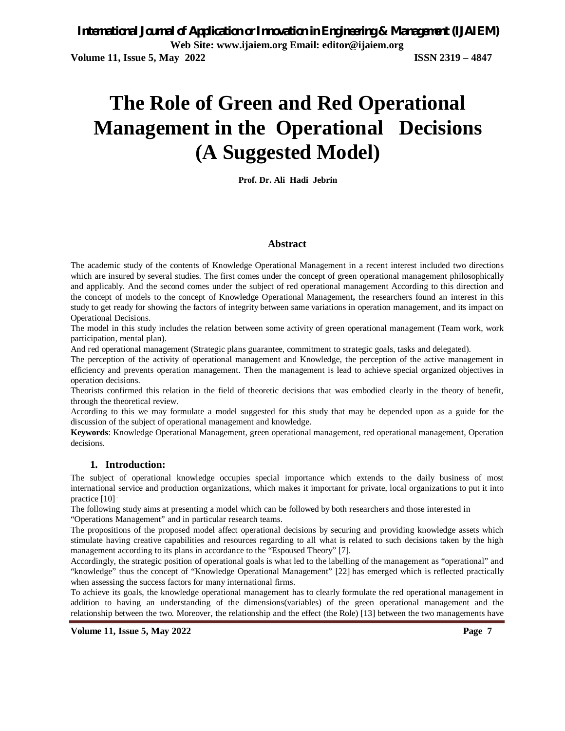# The Role of Green and Red Operational Management in the Operational Decisions (A Suggested Model)

**Prof. Dr. Ali Hadi Jebrin**

## Abstract

The academic study of the contents of Knowledge Operational Management in a recent interest included two directions which are insured by several studies. The first comes under the concept of green operational management philosophically and applicably. And the second comes under the subject of red operational management According to this direction and the concept of models to the concept of Knowledge Operational Management**,** the researchers found an interest in this study to get ready for showing the factors of integrity between same variations in operation management, and its impact on Operational Decisions.

The model in this study includes the relation between some activity of green operational management (Team work, work participation, mental plan).

And red operational management (Strategic plans guarantee, commitment to strategic goals, tasks and delegated).

The perception of the activity of operational management and Knowledge, the perception of the active management in efficiency and prevents operation management. Then the management is lead to achieve special organized objectives in operation decisions.

Theorists confirmed this relation in the field of theoretic decisions that was embodied clearly in the theory of benefit, through the theoretical review.

According to this we may formulate a model suggested for this study that may be depended upon as a guide for the discussion of the subject of operational management and knowledge.

**Keywords**: Knowledge Operational Management, green operational management, red operational management, Operation decisions.

## 1. Introduction:

The subject of operational knowledge occupies special importance which extends to the daily business of most international service and production organizations, which makes it important for private, local organizations to put it into practice [10].

The following study aims at presenting a model which can be followed by both researchers and those interested in "Operations Management" and in particular research teams.

The propositions of the proposed model affect operational decisions by securing and providing knowledge assets which stimulate having creative capabilities and resources regarding to all what is related to such decisions taken by the high management according to its plans in accordance to the "Espoused Theory" [7].

Accordingly, the strategic position of operational goals is what led to the labelling of the management as "operational" and "knowledge" thus the concept of "Knowledge Operational Management" [22] has emerged which is reflected practically when assessing the success factors for many international firms.

To achieve its goals, the knowledge operational management has to clearly formulate the red operational management in addition to having an understanding of the dimensions(variables) of the green operational management and the relationship between the two. Moreover, the relationship and the effect (the Role) [13] between the two managements have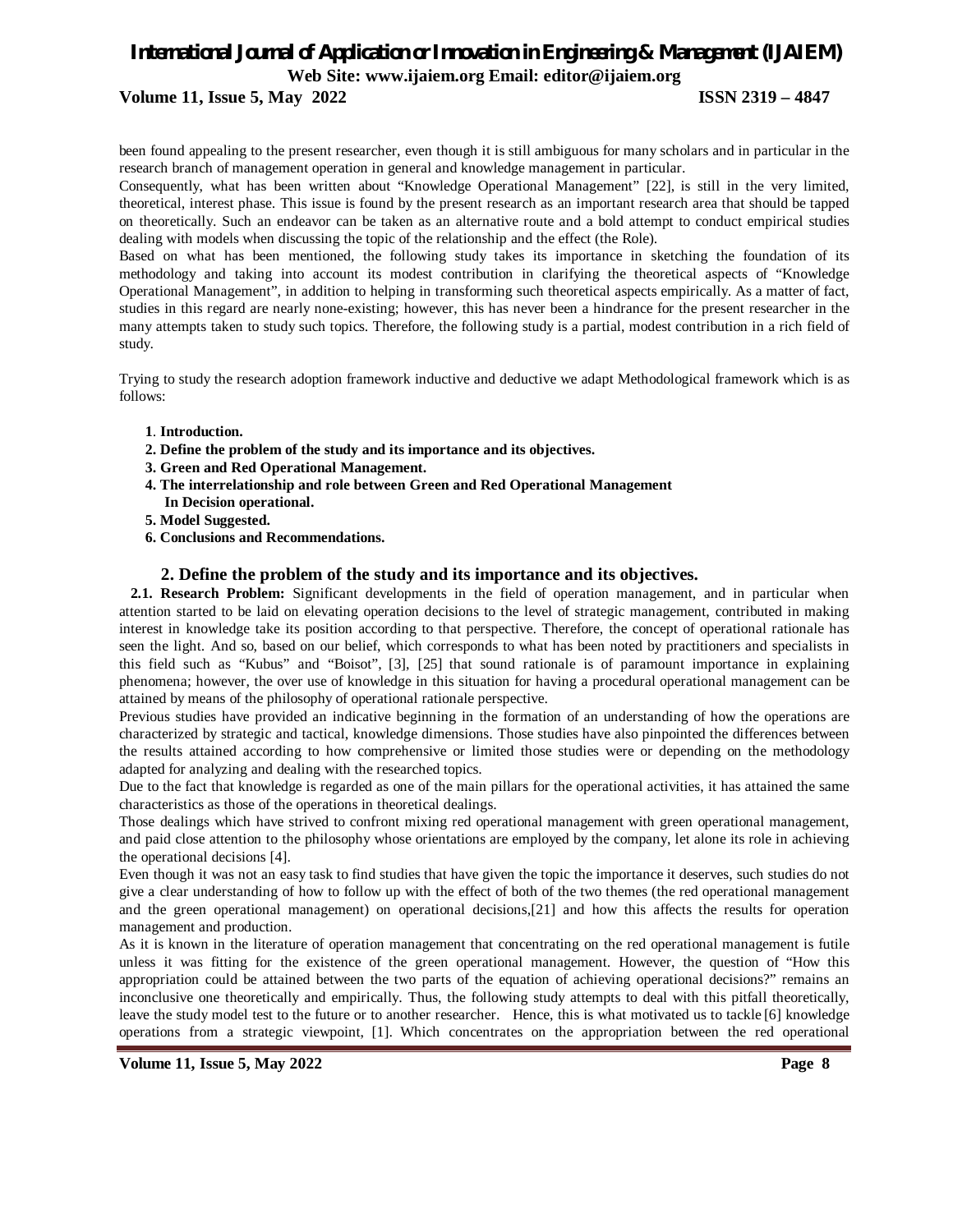been found appealing to the present researcher, even though it is still ambiguous for many scholars and in particular in the research branch of management operation in general and knowledge management in particular.

Consequently, what has been written about "Knowledge Operational Management" [22], is still in the very limited, theoretical, interest phase. This issue is found by the present research as an important research area that should be tapped on theoretically. Such an endeavor can be taken as an alternative route and a bold attempt to conduct empirical studies dealing with models when discussing the topic of the relationship and the effect (the Role).

Based on what has been mentioned, the following study takes its importance in sketching the foundation of its methodology and taking into account its modest contribution in clarifying the theoretical aspects of "Knowledge Operational Management", in addition to helping in transforming such theoretical aspects empirically. As a matter of fact, studies in this regard are nearly none-existing; however, this has never been a hindrance for the present researcher in the many attempts taken to study such topics. Therefore, the following study is a partial, modest contribution in a rich field of study.

Trying to study the research adoption framework inductive and deductive we adapt Methodological framework which is as follows:

**1**. **Introduction.**
**2. Define the problem of the study and its importance and its objectives.**
**3. Green and Red Operational Management.**
**4. The interrelationship and role between Green and Red Operational Management In Decision operational.**
**5. Model Suggested.**
**6. Conclusions and Recommendations.**

## 2. Define the problem of the study and its importance and its objectives.

**2.1. Research Problem:** Significant developments in the field of operation management, and in particular when attention started to be laid on elevating operation decisions to the level of strategic management, contributed in making interest in knowledge take its position according to that perspective. Therefore, the concept of operational rationale has seen the light. And so, based on our belief, which corresponds to what has been noted by practitioners and specialists in this field such as "Kubus" and "Boisot", [3], [25] that sound rationale is of paramount importance in explaining phenomena; however, the over use of knowledge in this situation for having a procedural operational management can be attained by means of the philosophy of operational rationale perspective.

Previous studies have provided an indicative beginning in the formation of an understanding of how the operations are characterized by strategic and tactical, knowledge dimensions. Those studies have also pinpointed the differences between the results attained according to how comprehensive or limited those studies were or depending on the methodology adapted for analyzing and dealing with the researched topics.

Due to the fact that knowledge is regarded as one of the main pillars for the operational activities, it has attained the same characteristics as those of the operations in theoretical dealings.

Those dealings which have strived to confront mixing red operational management with green operational management, and paid close attention to the philosophy whose orientations are employed by the company, let alone its role in achieving the operational decisions [4].

Even though it was not an easy task to find studies that have given the topic the importance it deserves, such studies do not give a clear understanding of how to follow up with the effect of both of the two themes (the red operational management and the green operational management) on operational decisions,[21] and how this affects the results for operation management and production.

As it is known in the literature of operation management that concentrating on the red operational management is futile unless it was fitting for the existence of the green operational management. However, the question of "How this appropriation could be attained between the two parts of the equation of achieving operational decisions?" remains an inconclusive one theoretically and empirically. Thus, the following study attempts to deal with this pitfall theoretically, leave the study model test to the future or to another researcher. Hence, this is what motivated us to tackle [6] knowledge operations from a strategic viewpoint, [1]. Which concentrates on the appropriation between the red operational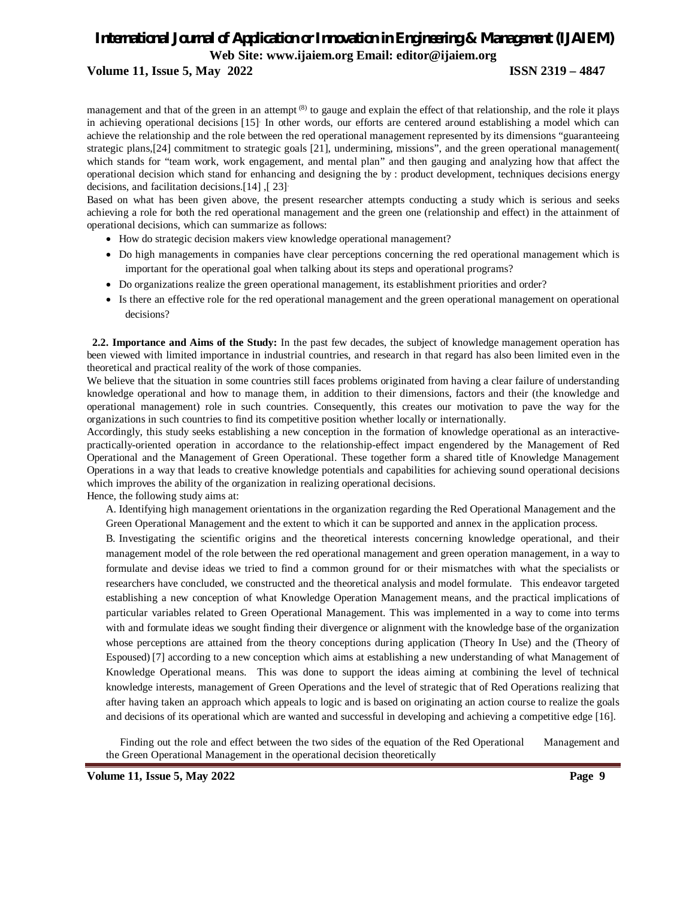management and that of the green in an attempt [8] to gauge and explain the effect of that relationship, and the role it plays in achieving operational decisions [15]. In other words, our efforts are centered around establishing a model which can achieve the relationship and the role between the red operational management represented by its dimensions "guaranteeing strategic plans,[24] commitment to strategic goals [21], undermining, missions", and the green operational management( which stands for "team work, work engagement, and mental plan" and then gauging and analyzing how that affect the operational decision which stand for enhancing and designing the by : product development, techniques decisions energy decisions, and facilitation decisions.[14] ,[ 23].

Based on what has been given above, the present researcher attempts conducting a study which is serious and seeks achieving a role for both the red operational management and the green one (relationship and effect) in the attainment of operational decisions, which can summarize as follows:

- How do strategic decision makers view knowledge operational management?
- Do high managements in companies have clear perceptions concerning the red operational management which is important for the operational goal when talking about its steps and operational programs?
- Do organizations realize the green operational management, its establishment priorities and order?
- Is there an effective role for the red operational management and the green operational management on operational decisions?

**2.2. Importance and Aims of the Study:** In the past few decades, the subject of knowledge management operation has been viewed with limited importance in industrial countries, and research in that regard has also been limited even in the theoretical and practical reality of the work of those companies.

We believe that the situation in some countries still faces problems originated from having a clear failure of understanding knowledge operational and how to manage them, in addition to their dimensions, factors and their (the knowledge and operational management) role in such countries. Consequently, this creates our motivation to pave the way for the organizations in such countries to find its competitive position whether locally or internationally.

Accordingly, this study seeks establishing a new conception in the formation of knowledge operational as an interactive-practically-oriented operation in accordance to the relationship-effect impact engendered by the Management of Red Operational and the Management of Green Operational. These together form a shared title of Knowledge Management Operations in a way that leads to creative knowledge potentials and capabilities for achieving sound operational decisions which improves the ability of the organization in realizing operational decisions.

Hence, the following study aims at:

A. Identifying high management orientations in the organization regarding the Red Operational Management and the Green Operational Management and the extent to which it can be supported and annex in the application process.

B. Investigating the scientific origins and the theoretical interests concerning knowledge operational, and their management model of the role between the red operational management and green operation management, in a way to formulate and devise ideas we tried to find a common ground for or their mismatches with what the specialists or researchers have concluded, we constructed and the theoretical analysis and model formulate. This endeavor targeted establishing a new conception of what Knowledge Operation Management means, and the practical implications of particular variables related to Green Operational Management. This was implemented in a way to come into terms with and formulate ideas we sought finding their divergence or alignment with the knowledge base of the organization whose perceptions are attained from the theory conceptions during application (Theory In Use) and the (Theory of Espoused) [7] according to a new conception which aims at establishing a new understanding of what Management of Knowledge Operational means. This was done to support the ideas aiming at combining the level of technical knowledge interests, management of Green Operations and the level of strategic that of Red Operations realizing that after having taken an approach which appeals to logic and is based on originating an action course to realize the goals and decisions of its operational which are wanted and successful in developing and achieving a competitive edge [16].

Finding out the role and effect between the two sides of the equation of the Red Operational Management and the Green Operational Management in the operational decision theoretically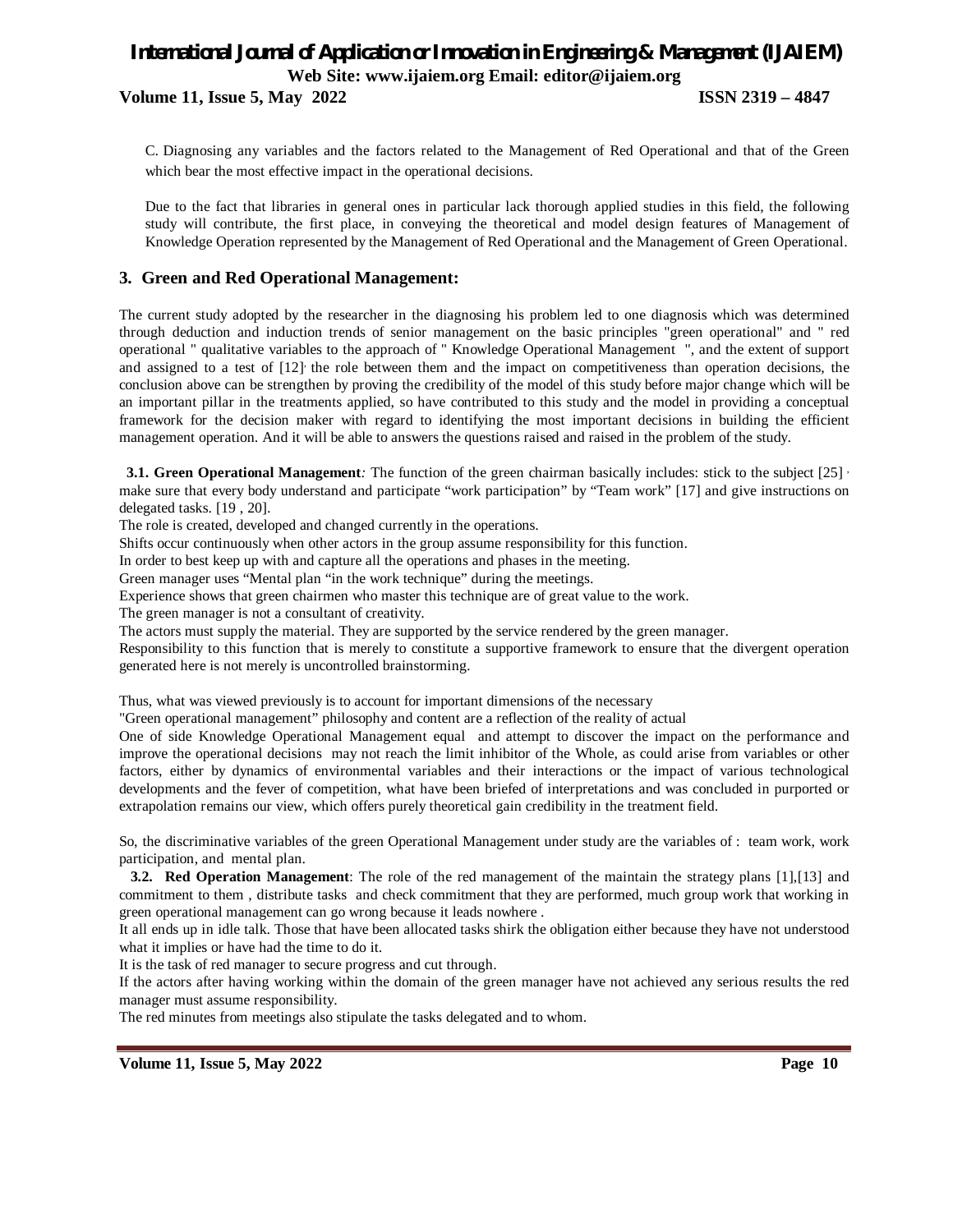C. Diagnosing any variables and the factors related to the Management of Red Operational and that of the Green which bear the most effective impact in the operational decisions.

Due to the fact that libraries in general ones in particular lack thorough applied studies in this field, the following study will contribute, the first place, in conveying the theoretical and model design features of Management of Knowledge Operation represented by the Management of Red Operational and the Management of Green Operational.

## 3. Green and Red Operational Management:

The current study adopted by the researcher in the diagnosing his problem led to one diagnosis which was determined through deduction and induction trends of senior management on the basic principles "green operational" and " red operational " qualitative variables to the approach of " Knowledge Operational Management ", and the extent of support and assigned to a test of [12], the role between them and the impact on competitiveness than operation decisions, the conclusion above can be strengthen by proving the credibility of the model of this study before major change which will be an important pillar in the treatments applied, so have contributed to this study and the model in providing a conceptual framework for the decision maker with regard to identifying the most important decisions in building the efficient management operation. And it will be able to answers the questions raised and raised in the problem of the study.

**3.1. Green Operational Management***:* The function of the green chairman basically includes: stick to the subject [25] , make sure that every body understand and participate "work participation" by "Team work" [17] and give instructions on delegated tasks. [19 , 20].

The role is created, developed and changed currently in the operations.

Shifts occur continuously when other actors in the group assume responsibility for this function.

In order to best keep up with and capture all the operations and phases in the meeting.

Green manager uses "Mental plan "in the work technique" during the meetings.

Experience shows that green chairmen who master this technique are of great value to the work.

The green manager is not a consultant of creativity.

The actors must supply the material. They are supported by the service rendered by the green manager.

Responsibility to this function that is merely to constitute a supportive framework to ensure that the divergent operation generated here is not merely is uncontrolled brainstorming.

Thus, what was viewed previously is to account for important dimensions of the necessary

"Green operational management" philosophy and content are a reflection of the reality of actual

One of side Knowledge Operational Management equal and attempt to discover the impact on the performance and improve the operational decisions may not reach the limit inhibitor of the Whole, as could arise from variables or other factors, either by dynamics of environmental variables and their interactions or the impact of various technological developments and the fever of competition, what have been briefed of interpretations and was concluded in purported or extrapolation remains our view, which offers purely theoretical gain credibility in the treatment field.

So, the discriminative variables of the green Operational Management under study are the variables of : team work, work participation, and mental plan.

**3.2. Red Operation Management**: The role of the red management of the maintain the strategy plans [1],[13] and commitment to them , distribute tasks and check commitment that they are performed, much group work that working in green operational management can go wrong because it leads nowhere .

It all ends up in idle talk. Those that have been allocated tasks shirk the obligation either because they have not understood what it implies or have had the time to do it.

It is the task of red manager to secure progress and cut through.

If the actors after having working within the domain of the green manager have not achieved any serious results the red manager must assume responsibility.

The red minutes from meetings also stipulate the tasks delegated and to whom.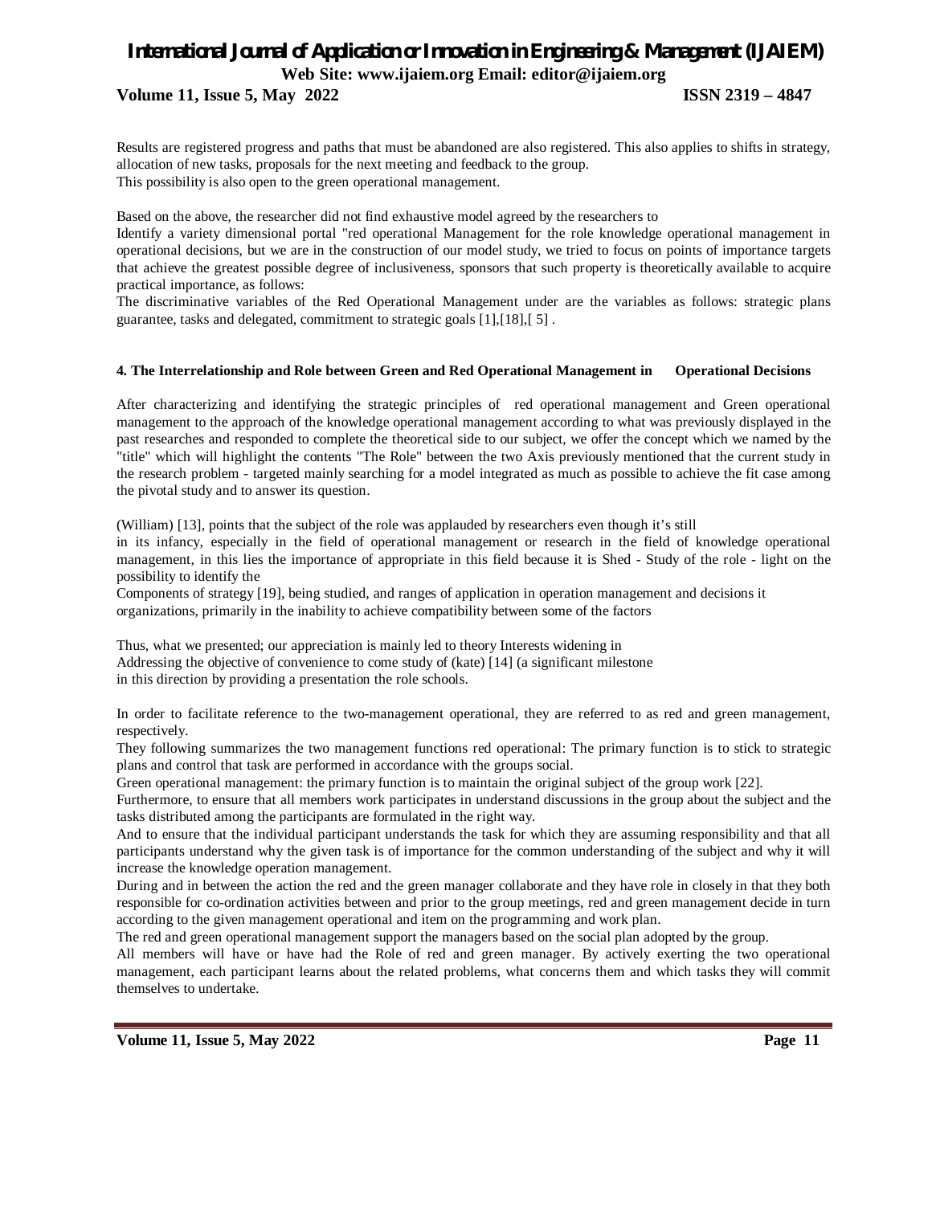Results are registered progress and paths that must be abandoned are also registered. This also applies to shifts in strategy, allocation of new tasks, proposals for the next meeting and feedback to the group.
This possibility is also open to the green operational management.

Based on the above, the researcher did not find exhaustive model agreed by the researchers to
Identify a variety dimensional portal "red operational Management for the role knowledge operational management in operational decisions, but we are in the construction of our model study, we tried to focus on points of importance targets that achieve the greatest possible degree of inclusiveness, sponsors that such property is theoretically available to acquire practical importance, as follows:
The discriminative variables of the Red Operational Management under are the variables as follows: strategic plans guarantee, tasks and delegated, commitment to strategic goals [1],[18],[ 5] .

#### 4. The Interrelationship and Role between Green and Red Operational Management in Operational Decisions

After characterizing and identifying the strategic principles of red operational management and Green operational management to the approach of the knowledge operational management according to what was previously displayed in the past researches and responded to complete the theoretical side to our subject, we offer the concept which we named by the "title" which will highlight the contents "The Role" between the two Axis previously mentioned that the current study in the research problem - targeted mainly searching for a model integrated as much as possible to achieve the fit case among the pivotal study and to answer its question.

(William) [13], points that the subject of the role was applauded by researchers even though it's still
in its infancy, especially in the field of operational management or research in the field of knowledge operational management, in this lies the importance of appropriate in this field because it is Shed - Study of the role - light on the possibility to identify the
Components of strategy [19], being studied, and ranges of application in operation management and decisions it organizations, primarily in the inability to achieve compatibility between some of the factors

Thus, what we presented; our appreciation is mainly led to theory Interests widening in
Addressing the objective of convenience to come study of (kate) [14] (a significant milestone
in this direction by providing a presentation the role schools.

In order to facilitate reference to the two-management operational, they are referred to as red and green management, respectively.
They following summarizes the two management functions red operational: The primary function is to stick to strategic plans and control that task are performed in accordance with the groups social.
Green operational management: the primary function is to maintain the original subject of the group work [22].
Furthermore, to ensure that all members work participates in understand discussions in the group about the subject and the tasks distributed among the participants are formulated in the right way.
And to ensure that the individual participant understands the task for which they are assuming responsibility and that all participants understand why the given task is of importance for the common understanding of the subject and why it will increase the knowledge operation management.
During and in between the action the red and the green manager collaborate and they have role in closely in that they both responsible for co-ordination activities between and prior to the group meetings, red and green management decide in turn according to the given management operational and item on the programming and work plan.
The red and green operational management support the managers based on the social plan adopted by the group.
All members will have or have had the Role of red and green manager. By actively exerting the two operational management, each participant learns about the related problems, what concerns them and which tasks they will commit themselves to undertake.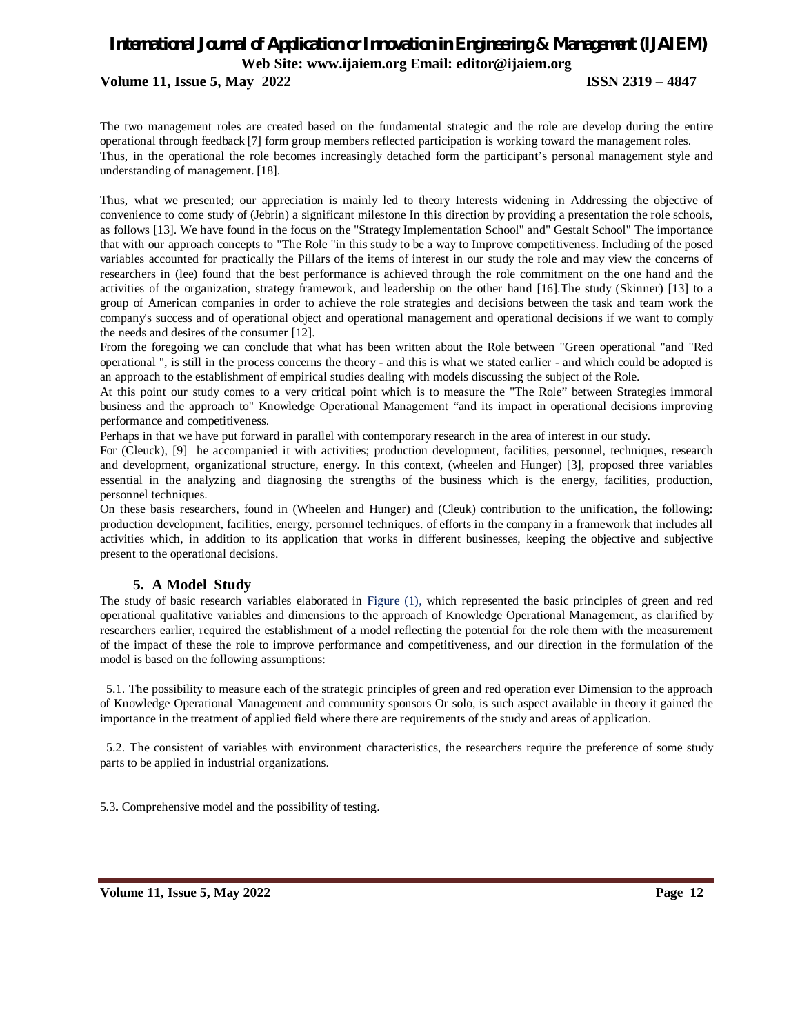The two management roles are created based on the fundamental strategic and the role are develop during the entire operational through feedback [7] form group members reflected participation is working toward the management roles. Thus, in the operational the role becomes increasingly detached form the participant's personal management style and understanding of management. [18].

Thus, what we presented; our appreciation is mainly led to theory Interests widening in Addressing the objective of convenience to come study of (Jebrin) a significant milestone In this direction by providing a presentation the role schools, as follows [13]. We have found in the focus on the "Strategy Implementation School" and" Gestalt School" The importance that with our approach concepts to "The Role "in this study to be a way to Improve competitiveness. Including of the posed variables accounted for practically the Pillars of the items of interest in our study the role and may view the concerns of researchers in (lee) found that the best performance is achieved through the role commitment on the one hand and the activities of the organization, strategy framework, and leadership on the other hand [16].The study (Skinner) [13] to a group of American companies in order to achieve the role strategies and decisions between the task and team work the company's success and of operational object and operational management and operational decisions if we want to comply the needs and desires of the consumer [12].

From the foregoing we can conclude that what has been written about the Role between "Green operational "and "Red operational ", is still in the process concerns the theory - and this is what we stated earlier - and which could be adopted is an approach to the establishment of empirical studies dealing with models discussing the subject of the Role.

At this point our study comes to a very critical point which is to measure the "The Role" between Strategies immoral business and the approach to" Knowledge Operational Management "and its impact in operational decisions improving performance and competitiveness.

Perhaps in that we have put forward in parallel with contemporary research in the area of interest in our study.

For (Cleuck), [9] he accompanied it with activities; production development, facilities, personnel, techniques, research and development, organizational structure, energy. In this context, (wheelen and Hunger) [3], proposed three variables essential in the analyzing and diagnosing the strengths of the business which is the energy, facilities, production, personnel techniques.

On these basis researchers, found in (Wheelen and Hunger) and (Cleuk) contribution to the unification, the following: production development, facilities, energy, personnel techniques. of efforts in the company in a framework that includes all activities which, in addition to its application that works in different businesses, keeping the objective and subjective present to the operational decisions.

## 5. A Model Study

The study of basic research variables elaborated in Figure (1), which represented the basic principles of green and red operational qualitative variables and dimensions to the approach of Knowledge Operational Management, as clarified by researchers earlier, required the establishment of a model reflecting the potential for the role them with the measurement of the impact of these the role to improve performance and competitiveness, and our direction in the formulation of the model is based on the following assumptions:

5.1. The possibility to measure each of the strategic principles of green and red operation ever Dimension to the approach of Knowledge Operational Management and community sponsors Or solo, is such aspect available in theory it gained the importance in the treatment of applied field where there are requirements of the study and areas of application.

5.2. The consistent of variables with environment characteristics, the researchers require the preference of some study parts to be applied in industrial organizations.

5.3**.** Comprehensive model and the possibility of testing.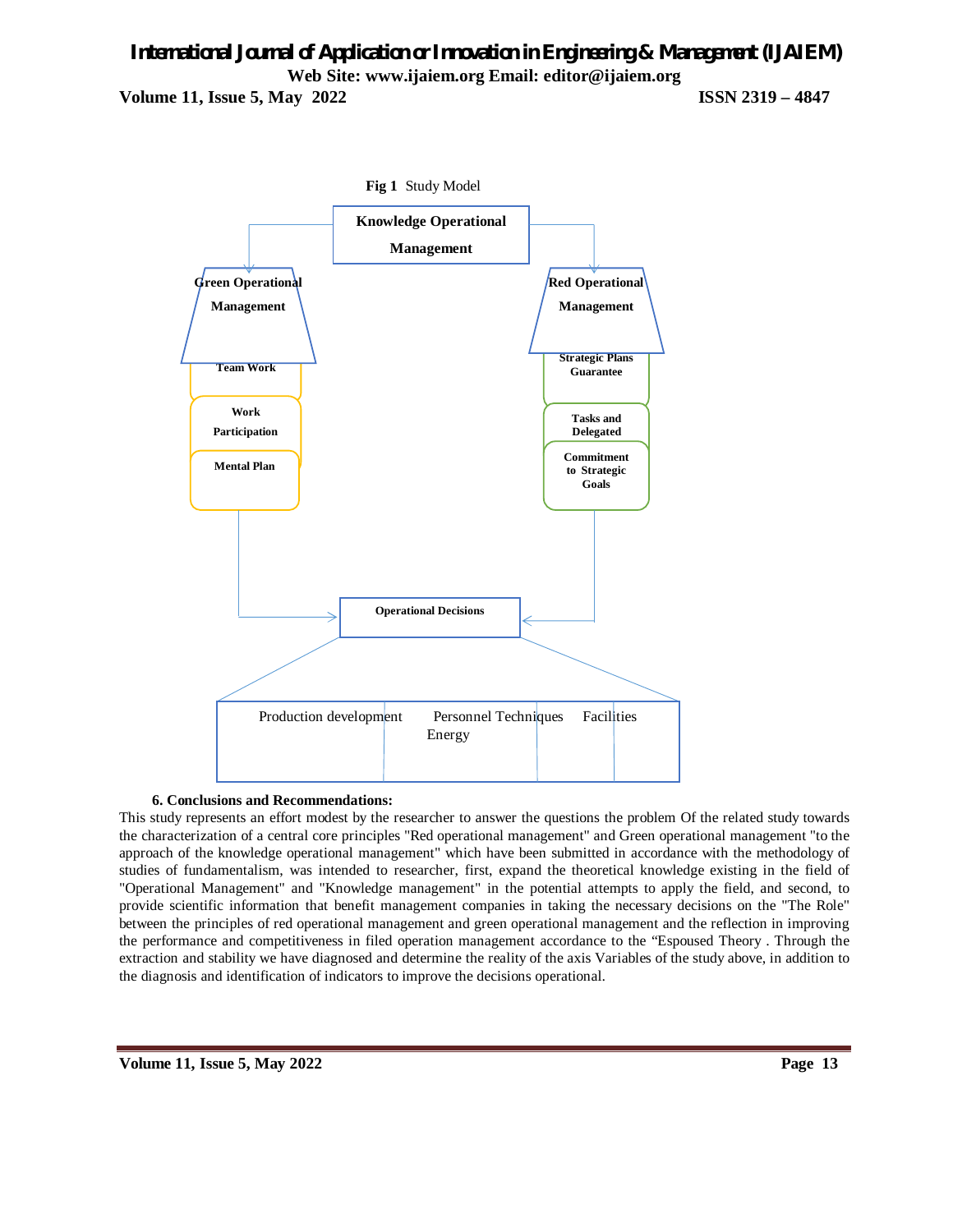**Fig 1** Study Model

Knowledge Operational Management

Green Operational Management

- Team Work
- Work Participation
- Mental Plan

Red Operational Management

- Strategic Plans Guarantee
- Tasks and Delegated
- Commitment to Strategic Goals

Operational Decisions

| Production development | Personnel Techniques Energy | Facilities |
|---|---|---|

**6. Conclusions and Recommendations:**

This study represents an effort modest by the researcher to answer the questions the problem Of the related study towards the characterization of a central core principles "Red operational management" and Green operational management "to the approach of the knowledge operational management" which have been submitted in accordance with the methodology of studies of fundamentalism, was intended to researcher, first, expand the theoretical knowledge existing in the field of "Operational Management" and "Knowledge management" in the potential attempts to apply the field, and second, to provide scientific information that benefit management companies in taking the necessary decisions on the "The Role" between the principles of red operational management and green operational management and the reflection in improving the performance and competitiveness in filed operation management accordance to the "Espoused Theory . Through the extraction and stability we have diagnosed and determine the reality of the axis Variables of the study above, in addition to the diagnosis and identification of indicators to improve the decisions operational.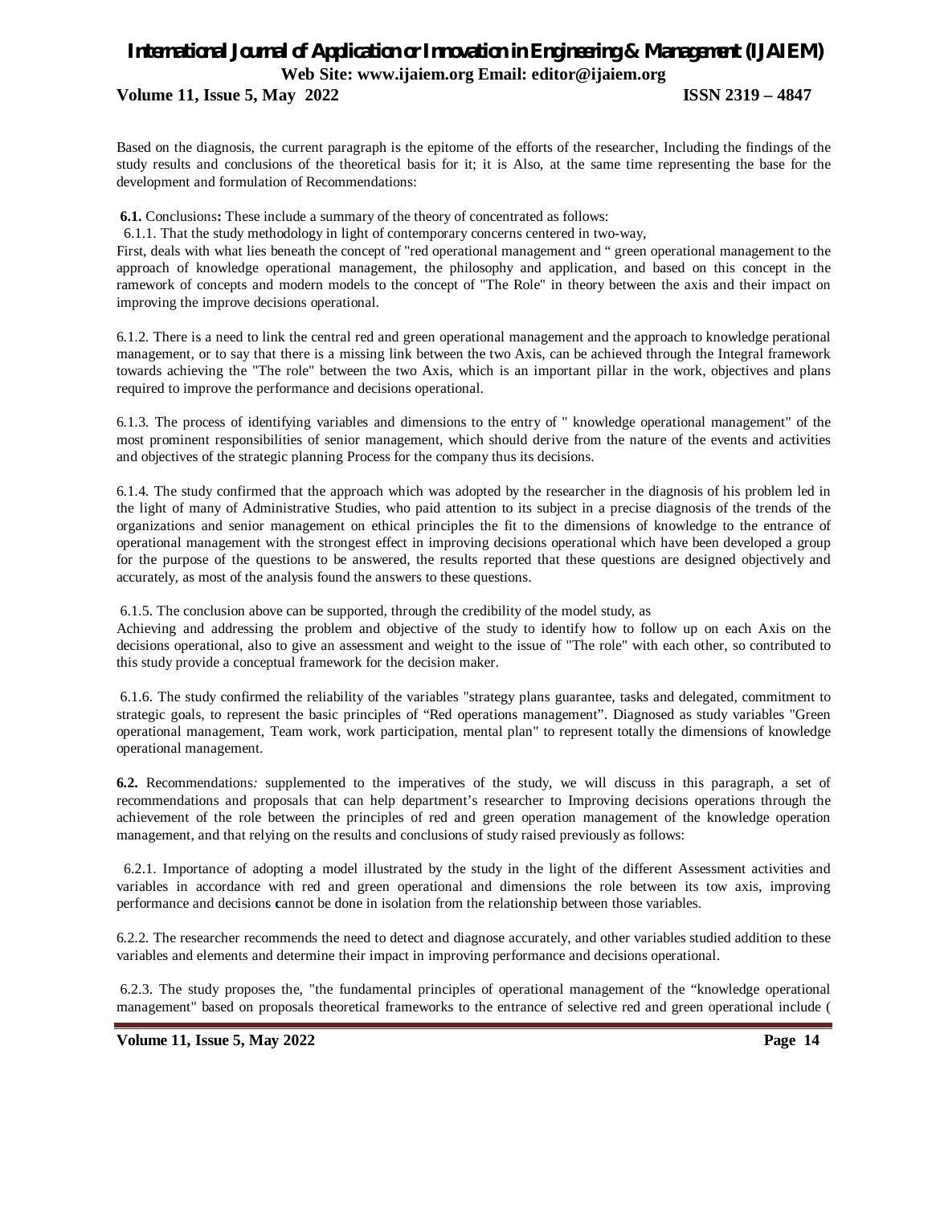Based on the diagnosis, the current paragraph is the epitome of the efforts of the researcher, Including the findings of the study results and conclusions of the theoretical basis for it; it is Also, at the same time representing the base for the development and formulation of Recommendations:

**6.1.** Conclusions**:** These include a summary of the theory of concentrated as follows:

6.1.1. That the study methodology in light of contemporary concerns centered in two-way,

First, deals with what lies beneath the concept of "red operational management and " green operational management to the approach of knowledge operational management, the philosophy and application, and based on this concept in the ramework of concepts and modern models to the concept of "The Role" in theory between the axis and their impact on improving the improve decisions operational.

6.1.2. There is a need to link the central red and green operational management and the approach to knowledge perational management, or to say that there is a missing link between the two Axis, can be achieved through the Integral framework towards achieving the "The role" between the two Axis, which is an important pillar in the work, objectives and plans required to improve the performance and decisions operational.

6.1.3. The process of identifying variables and dimensions to the entry of " knowledge operational management" of the most prominent responsibilities of senior management, which should derive from the nature of the events and activities and objectives of the strategic planning Process for the company thus its decisions.

6.1.4. The study confirmed that the approach which was adopted by the researcher in the diagnosis of his problem led in the light of many of Administrative Studies, who paid attention to its subject in a precise diagnosis of the trends of the organizations and senior management on ethical principles the fit to the dimensions of knowledge to the entrance of operational management with the strongest effect in improving decisions operational which have been developed a group for the purpose of the questions to be answered, the results reported that these questions are designed objectively and accurately, as most of the analysis found the answers to these questions.

6.1.5. The conclusion above can be supported, through the credibility of the model study, as

Achieving and addressing the problem and objective of the study to identify how to follow up on each Axis on the decisions operational, also to give an assessment and weight to the issue of "The role" with each other, so contributed to this study provide a conceptual framework for the decision maker.

6.1.6. The study confirmed the reliability of the variables "strategy plans guarantee, tasks and delegated, commitment to strategic goals, to represent the basic principles of "Red operations management". Diagnosed as study variables "Green operational management, Team work, work participation, mental plan" to represent totally the dimensions of knowledge operational management.

**6.2.** Recommendations*:* supplemented to the imperatives of the study, we will discuss in this paragraph, a set of recommendations and proposals that can help department's researcher to Improving decisions operations through the achievement of the role between the principles of red and green operation management of the knowledge operation management, and that relying on the results and conclusions of study raised previously as follows:

6.2.1. Importance of adopting a model illustrated by the study in the light of the different Assessment activities and variables in accordance with red and green operational and dimensions the role between its tow axis, improving performance and decisions **c**annot be done in isolation from the relationship between those variables.

6.2.2. The researcher recommends the need to detect and diagnose accurately, and other variables studied addition to these variables and elements and determine their impact in improving performance and decisions operational.

6.2.3. The study proposes the, "the fundamental principles of operational management of the "knowledge operational management" based on proposals theoretical frameworks to the entrance of selective red and green operational include (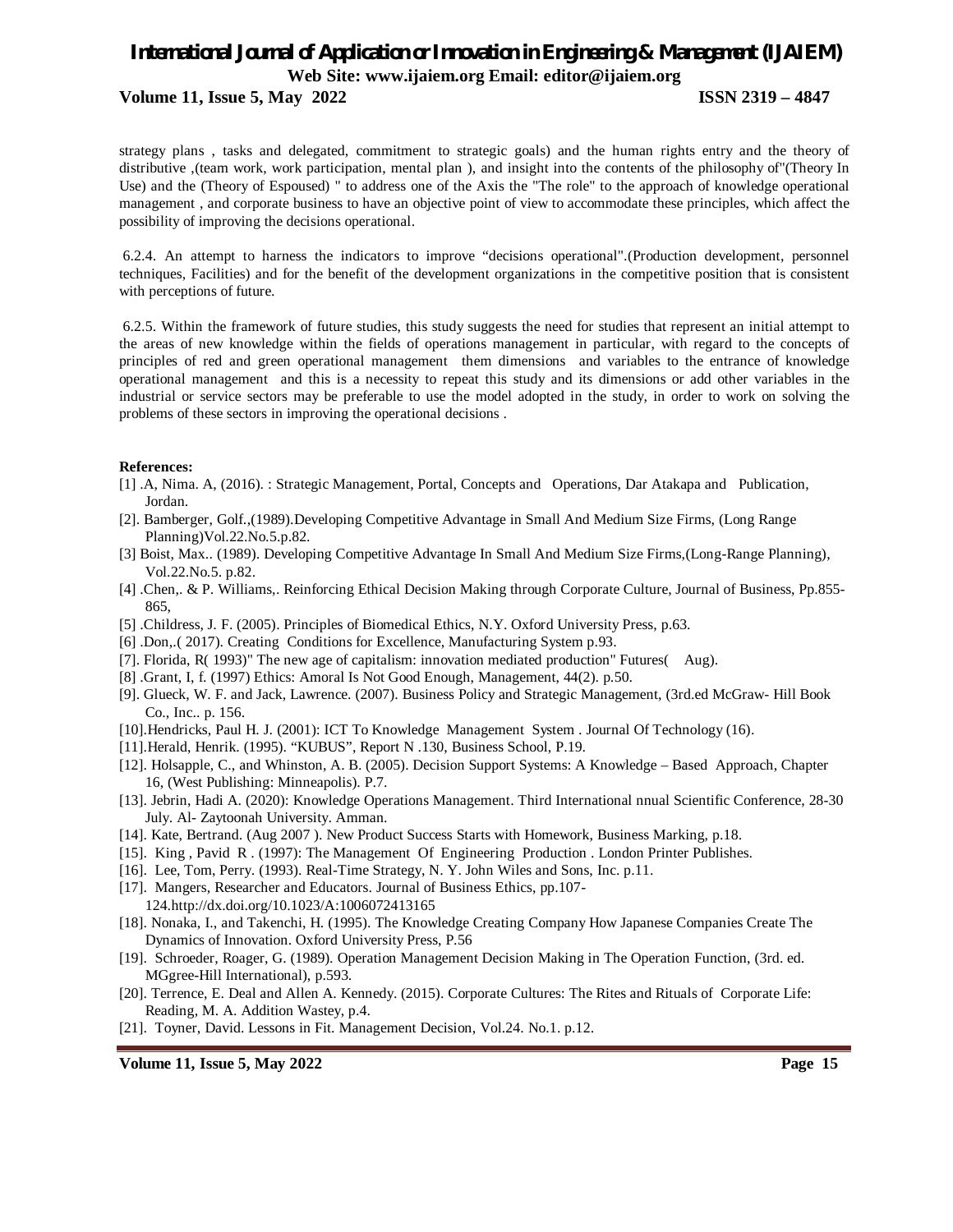strategy plans , tasks and delegated, commitment to strategic goals) and the human rights entry and the theory of distributive ,(team work, work participation, mental plan ), and insight into the contents of the philosophy of"(Theory In Use) and the (Theory of Espoused) " to address one of the Axis the "The role" to the approach of knowledge operational management , and corporate business to have an objective point of view to accommodate these principles, which affect the possibility of improving the decisions operational.

6.2.4. An attempt to harness the indicators to improve "decisions operational".(Production development, personnel techniques, Facilities) and for the benefit of the development organizations in the competitive position that is consistent with perceptions of future.

6.2.5. Within the framework of future studies, this study suggests the need for studies that represent an initial attempt to the areas of new knowledge within the fields of operations management in particular, with regard to the concepts of principles of red and green operational management them dimensions and variables to the entrance of knowledge operational management and this is a necessity to repeat this study and its dimensions or add other variables in the industrial or service sectors may be preferable to use the model adopted in the study, in order to work on solving the problems of these sectors in improving the operational decisions .

**References:**

[1] .A, Nima. A, (2016). : Strategic Management, Portal, Concepts and Operations, Dar Atakapa and Publication, Jordan.

[2]. Bamberger, Golf.,(1989).Developing Competitive Advantage in Small And Medium Size Firms, (Long Range Planning)Vol.22.No.5.p.82.

[3] Boist, Max.. (1989). Developing Competitive Advantage In Small And Medium Size Firms,(Long-Range Planning), Vol.22.No.5. p.82.

[4] .Chen,. & P. Williams,. Reinforcing Ethical Decision Making through Corporate Culture, Journal of Business, Pp.855-865,

[5] .Childress, J. F. (2005). Principles of Biomedical Ethics, N.Y. Oxford University Press, p.63.

[6] .Don,.( 2017). Creating Conditions for Excellence, Manufacturing System p.93.

[7]. Florida, R( 1993)" The new age of capitalism: innovation mediated production" Futures( Aug).

[8] .Grant, I, f. (1997) Ethics: Amoral Is Not Good Enough, Management, 44(2). p.50.

[9]. Glueck, W. F. and Jack, Lawrence. (2007). Business Policy and Strategic Management, (3rd.ed McGraw- Hill Book Co., Inc.. p. 156.

[10].Hendricks, Paul H. J. (2001): ICT To Knowledge Management System . Journal Of Technology (16).

[11].Herald, Henrik. (1995). "KUBUS", Report N .130, Business School, P.19.

[12]. Holsapple, C., and Whinston, A. B. (2005). Decision Support Systems: A Knowledge – Based Approach, Chapter 16, (West Publishing: Minneapolis). P.7.

[13]. Jebrin, Hadi A. (2020): Knowledge Operations Management. Third International nnual Scientific Conference, 28-30 July. Al- Zaytoonah University. Amman.

[14]. Kate, Bertrand. (Aug 2007 ). New Product Success Starts with Homework, Business Marking, p.18.

[15]. King , Pavid R . (1997): The Management Of Engineering Production . London Printer Publishes.

[16]. Lee, Tom, Perry. (1993). Real-Time Strategy, N. Y. John Wiles and Sons, Inc. p.11.

[17]. Mangers, Researcher and Educators. Journal of Business Ethics, pp.107-124.http://dx.doi.org/10.1023/A:1006072413165

[18]. Nonaka, I., and Takenchi, H. (1995). The Knowledge Creating Company How Japanese Companies Create The Dynamics of Innovation. Oxford University Press, P.56

[19]. Schroeder, Roager, G. (1989). Operation Management Decision Making in The Operation Function, (3rd. ed. MGgree-Hill International), p.593.

[20]. Terrence, E. Deal and Allen A. Kennedy. (2015). Corporate Cultures: The Rites and Rituals of Corporate Life: Reading, M. A. Addition Wastey, p.4.

[21]. Toyner, David. Lessons in Fit. Management Decision, Vol.24. No.1. p.12.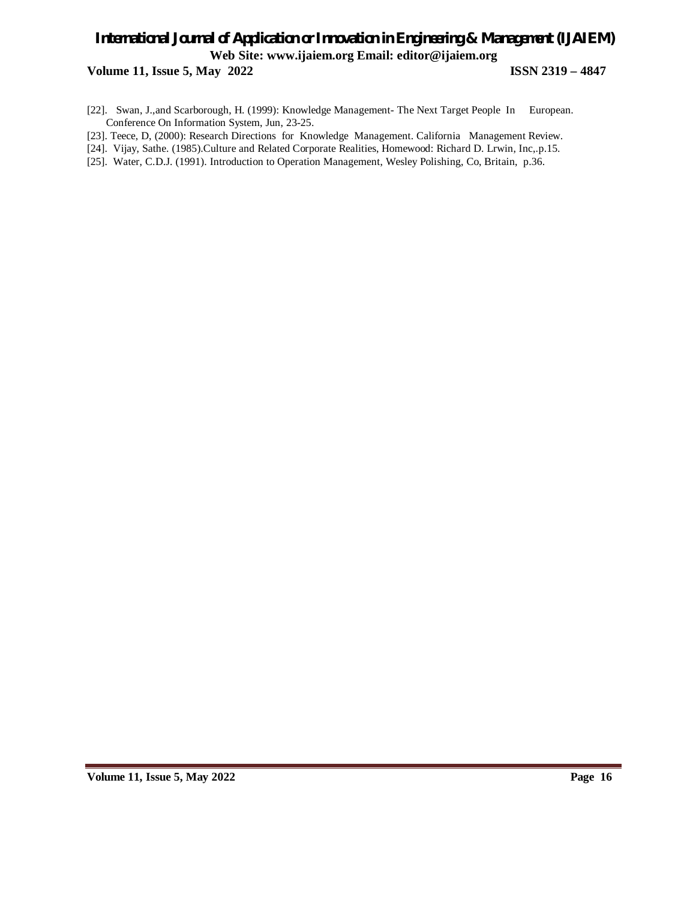[22]. Swan, J.,and Scarborough, H. (1999): Knowledge Management- The Next Target People In European. Conference On Information System, Jun, 23-25.

[23]. Teece, D, (2000): Research Directions for Knowledge Management. California Management Review.

[24]. Vijay, Sathe. (1985).Culture and Related Corporate Realities, Homewood: Richard D. Lrwin, Inc,.p.15.

[25]. Water, C.D.J. (1991). Introduction to Operation Management, Wesley Polishing, Co, Britain, p.36.